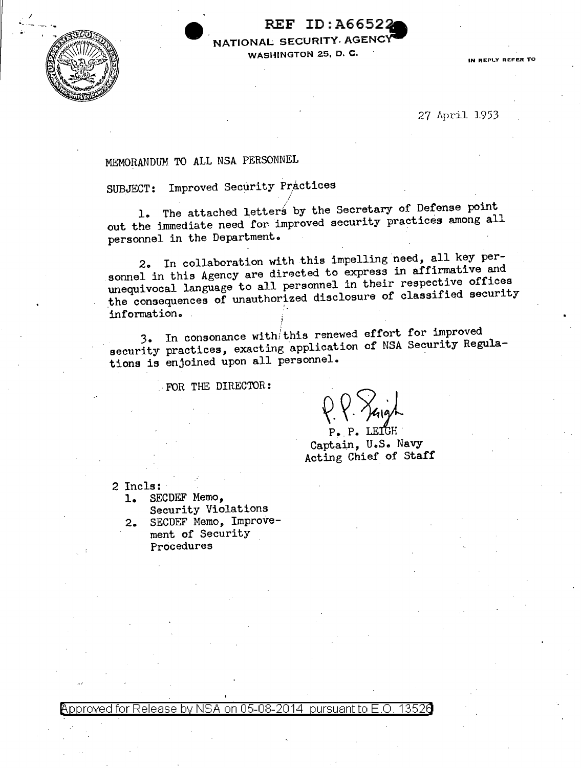REF ID:A66522

NATIONAL SECURITY AGENCY
WASHINGTON 25, D. C.

IN REPLY REFER TO

27 April 1953

MEMORANDUM TO ALL NSA PERSONNEL

SUBJECT: Improved Security Practices

1. The attached letters by the Secretary of Defense point out the immediate need for improved security practices among all personnel in the Department.

2. In collaboration with this impelling need, all key personnel in this Agency are directed to express in affirmative and unequivocal language to all personnel in their respective offices the consequences of unauthorized disclosure of classified security information.

3. In consonance with this renewed effort for improved security practices, exacting application of NSA Security Regulations is enjoined upon all personnel.

FOR THE DIRECTOR:

P. P. LEIGH
Captain, U.S. Navy
Acting Chief of Staff

2 Incls:
1. SECDEF Memo, Security Violations
2. SECDEF Memo, Improvement of Security Procedures

Approved for Release by NSA on 05-08-2014 pursuant to E.O. 13526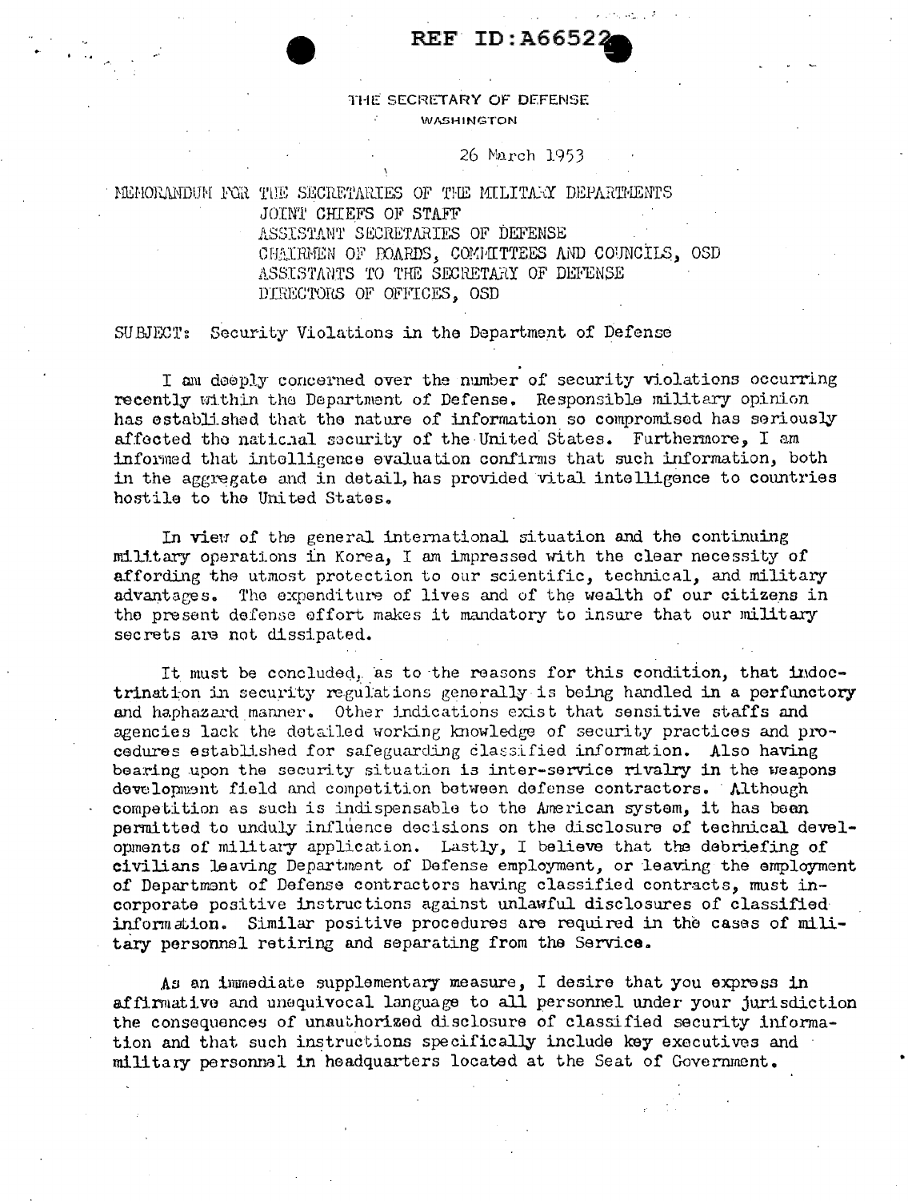REF ID:A66522

THE SECRETARY OF DEFENSE
WASHINGTON

26 March 1953

MEMORANDUM FOR THE SECRETARIES OF THE MILITARY DEPARTMENTS
JOINT CHIEFS OF STAFF
ASSISTANT SECRETARIES OF DEFENSE
CHAIRMEN OF BOARDS, COMMITTEES AND COUNCILS, OSD
ASSISTANTS TO THE SECRETARY OF DEFENSE
DIRECTORS OF OFFICES, OSD

SUBJECT: Security Violations in the Department of Defense

I am deeply concerned over the number of security violations occurring recently within the Department of Defense. Responsible military opinion has established that the nature of information so compromised has seriously affected the national security of the United States. Furthermore, I am informed that intelligence evaluation confirms that such information, both in the aggregate and in detail, has provided vital intelligence to countries hostile to the United States.

In view of the general international situation and the continuing military operations in Korea, I am impressed with the clear necessity of affording the utmost protection to our scientific, technical, and military advantages. The expenditure of lives and of the wealth of our citizens in the present defense effort makes it mandatory to insure that our military secrets are not dissipated.

It must be concluded, as to the reasons for this condition, that indoctrination in security regulations generally is being handled in a perfunctory and haphazard manner. Other indications exist that sensitive staffs and agencies lack the detailed working knowledge of security practices and procedures established for safeguarding classified information. Also having bearing upon the security situation is inter-service rivalry in the weapons development field and competition between defense contractors. Although competition as such is indispensable to the American system, it has been permitted to unduly influence decisions on the disclosure of technical developments of military application. Lastly, I believe that the debriefing of civilians leaving Department of Defense employment, or leaving the employment of Department of Defense contractors having classified contracts, must incorporate positive instructions against unlawful disclosures of classified information. Similar positive procedures are required in the cases of military personnel retiring and separating from the Service.

As an immediate supplementary measure, I desire that you express in affirmative and unequivocal language to all personnel under your jurisdiction the consequences of unauthorized disclosure of classified security information and that such instructions specifically include key executives and military personnel in headquarters located at the Seat of Government.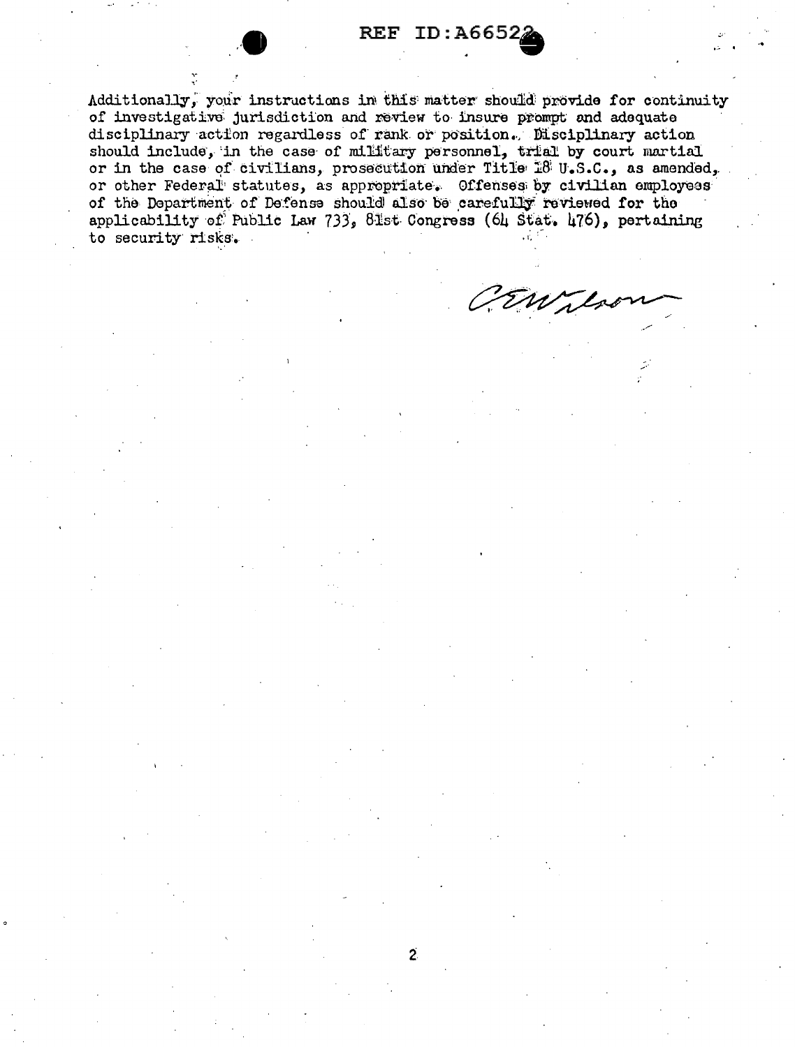Additionally, your instructions in this matter should provide for continuity of investigative jurisdiction and review to insure prompt and adequate disciplinary action regardless of rank or position. Disciplinary action should include, in the case of military personnel, trial by court martial or in the case of civilians, prosecution under Title 18 U.S.C., as amended, or other Federal statutes, as appropriate. Offenses by civilian employees of the Department of Defense should also be carefully reviewed for the applicability of Public Law 733, 81st Congress (64 Stat. 476), pertaining to security risks.

C E Wilson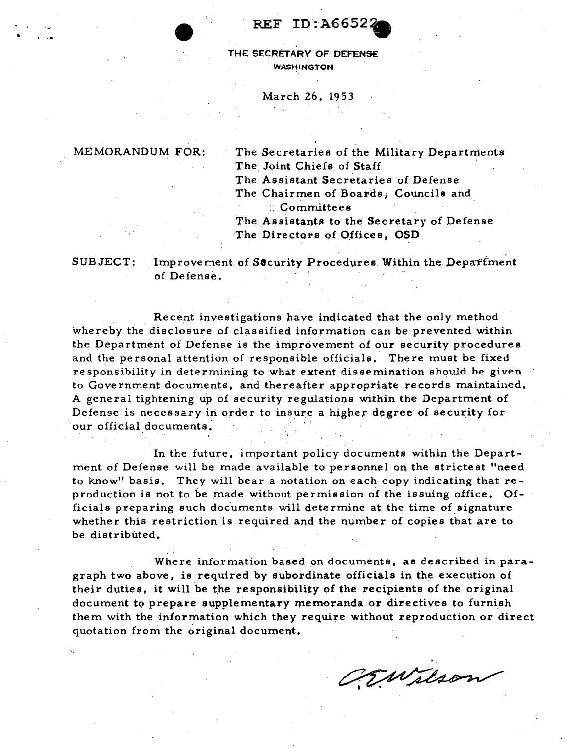REF ID:A66522

THE SECRETARY OF DEFENSE
WASHINGTON

March 26, 1953

MEMORANDUM FOR: The Secretaries of the Military Departments
The Joint Chiefs of Staff
The Assistant Secretaries of Defense
The Chairmen of Boards, Councils and Committees
The Assistants to the Secretary of Defense
The Directors of Offices, OSD

SUBJECT: Improvement of Security Procedures Within the Department of Defense.

Recent investigations have indicated that the only method whereby the disclosure of classified information can be prevented within the Department of Defense is the improvement of our security procedures and the personal attention of responsible officials. There must be fixed responsibility in determining to what extent dissemination should be given to Government documents, and thereafter appropriate records maintained. A general tightening up of security regulations within the Department of Defense is necessary in order to insure a higher degree of security for our official documents.

In the future, important policy documents within the Department of Defense will be made available to personnel on the strictest "need to know" basis. They will bear a notation on each copy indicating that reproduction is not to be made without permission of the issuing office. Officials preparing such documents will determine at the time of signature whether this restriction is required and the number of copies that are to be distributed.

Where information based on documents, as described in paragraph two above, is required by subordinate officials in the execution of their duties, it will be the responsibility of the recipients of the original document to prepare supplementary memoranda or directives to furnish them with the information which they require without reproduction or direct quotation from the original document.

C.E. Wilson